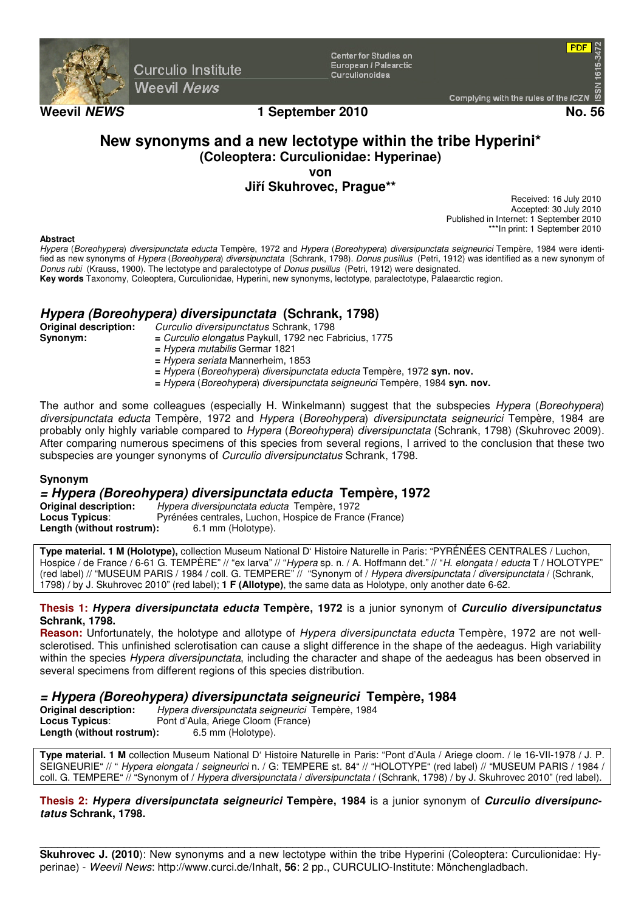Weevil *NEWS* — 1 September 2010 — No. 56

# New synonyms and a new lectotype within the tribe Hyperini*
## (Coleoptera: Curculionidae: Hyperinae)
### von
### Jiří Skuhrovec, Prague**

Received: 16 July 2010
Accepted: 30 July 2010
Published in Internet: 1 September 2010
***In print: 1 September 2010

**Abstract**
*Hypera* (*Boreohypera*) *diversipunctata educta* Tempère, 1972 and *Hypera* (*Boreohypera*) *diversipunctata seigneurici* Tempère, 1984 were identified as new synonyms of *Hypera* (*Boreohypera*) *diversipunctata* (Schrank, 1798). *Donus pusillus* (Petri, 1912) was identified as a new synonym of *Donus rubi* (Krauss, 1900). The lectotype and paralectotype of *Donus pusillus* (Petri, 1912) were designated.
**Key words** Taxonomy, Coleoptera, Curculionidae, Hyperini, new synonyms, lectotype, paralectotype, Palaearctic region.

## *Hypera (Boreohypera) diversipunctata* (Schrank, 1798)

**Original description:** *Curculio diversipunctatus* Schrank, 1798
**Synonym:**
= *Curculio elongatus* Paykull, 1792 nec Fabricius, 1775
= *Hypera mutabilis* Germar 1821
= *Hypera seriata* Mannerheim, 1853
= *Hypera* (*Boreohypera*) *diversipunctata educta* Tempère, 1972 **syn. nov.**
= *Hypera* (*Boreohypera*) *diversipunctata seigneurici* Tempère, 1984 **syn. nov.**

The author and some colleagues (especially H. Winkelmann) suggest that the subspecies *Hypera* (*Boreohypera*) *diversipunctata educta* Tempère, 1972 and *Hypera* (*Boreohypera*) *diversipunctata seigneurici* Tempère, 1984 are probably only highly variable compared to *Hypera* (*Boreohypera*) *diversipunctata* (Schrank, 1798) (Skuhrovec 2009). After comparing numerous specimens of this species from several regions, I arrived to the conclusion that these two subspecies are younger synonyms of *Curculio diversipunctatus* Schrank, 1798.

### Synonym

### = *Hypera (Boreohypera) diversipunctata educta* Tempère, 1972

**Original description:** *Hypera diversipunctata educta* Tempère, 1972
**Locus Typicus**: Pyrénées centrales, Luchon, Hospice de France (France)
**Length (without rostrum):** 6.1 mm (Holotype).

**Type material. 1 M (Holotype),** collection Museum National D' Histoire Naturelle in Paris: "PYRÉNÉES CENTRALES / Luchon, Hospice / de France / 6-61 G. TEMPÈRE" // "ex larva" // "*Hypera* sp. n. / A. Hoffmann det." // "*H. elongata* / *educta* T / HOLOTYPE" (red label) // "MUSEUM PARIS / 1984 / coll. G. TEMPERE" // "Synonym of / *Hypera diversipunctata* / *diversipunctata* / (Schrank, 1798) / by J. Skuhrovec 2010" (red label); **1 F (Allotype)**, the same data as Holotype, only another date 6-62.

**Thesis 1: *Hypera diversipunctata educta* Tempère, 1972** is a junior synonym of ***Curculio diversipunctatus* Schrank, 1798.**
**Reason:** Unfortunately, the holotype and allotype of *Hypera diversipunctata educta* Tempère, 1972 are not well-sclerotised. This unfinished sclerotisation can cause a slight difference in the shape of the aedeagus. High variability within the species *Hypera diversipunctata*, including the character and shape of the aedeagus has been observed in several specimens from different regions of this species distribution.

### = *Hypera (Boreohypera) diversipunctata seigneurici* Tempère, 1984

**Original description:** *Hypera diversipunctata seigneurici* Tempère, 1984
**Locus Typicus**: Pont d'Aula, Ariege Cloom (France)
**Length (without rostrum):** 6.5 mm (Holotype).

**Type material. 1 M** collection Museum National D' Histoire Naturelle in Paris: "Pont d'Aula / Ariege cloom. / le 16-VII-1978 / J. P. SEIGNEURIE" // " *Hypera elongata* / *seigneurici* n. / G: TEMPERE st. 84" // "HOLOTYPE" (red label) // "MUSEUM PARIS / 1984 / coll. G. TEMPERE" // "Synonym of / *Hypera diversipunctata* / *diversipunctata* / (Schrank, 1798) / by J. Skuhrovec 2010" (red label).

**Thesis 2: *Hypera diversipunctata seigneurici* Tempère, 1984** is a junior synonym of ***Curculio diversipunctatus* Schrank, 1798.**

---

**Skuhrovec J. (2010)**: New synonyms and a new lectotype within the tribe Hyperini (Coleoptera: Curculionidae: Hyperinae) - *Weevil News*: http://www.curci.de/Inhalt, **56**: 2 pp., CURCULIO-Institute: Mönchengladbach.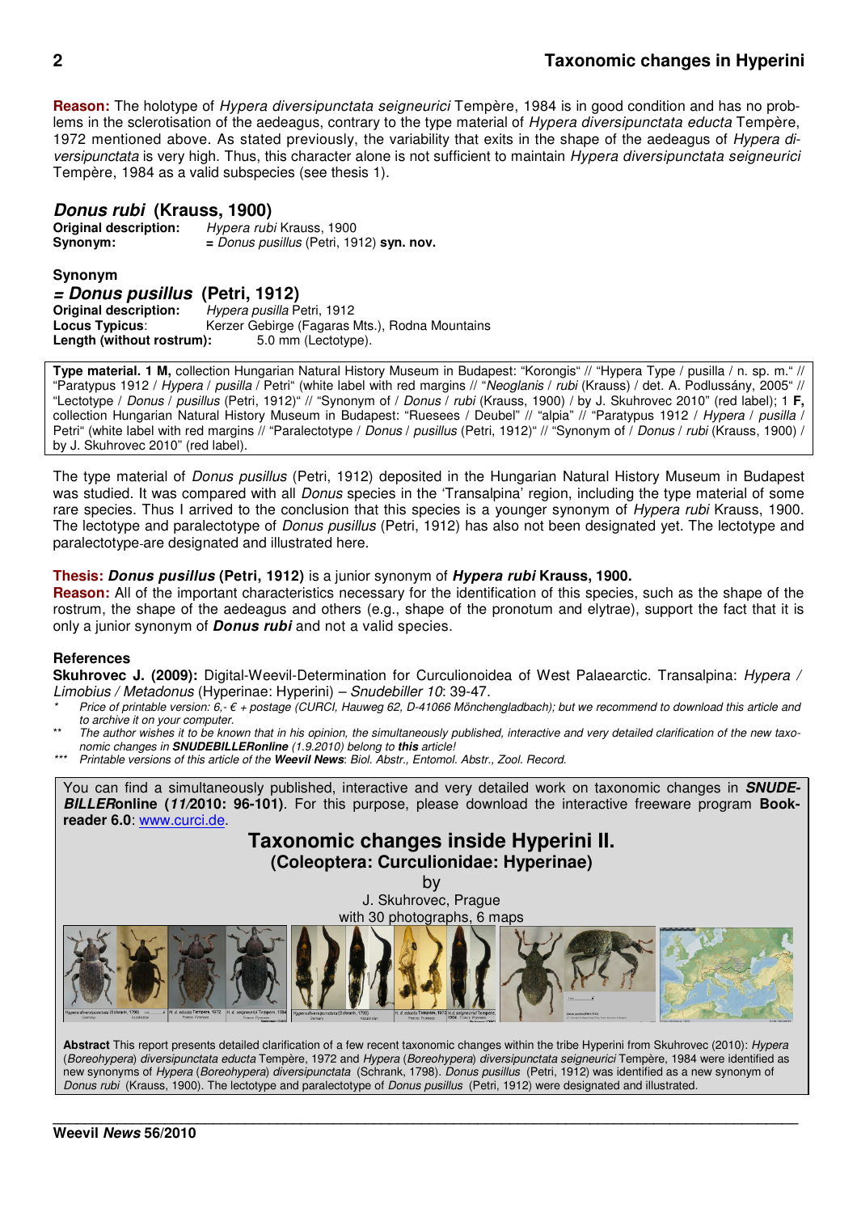**Reason:** The holotype of *Hypera diversipunctata seigneurici* Tempère, 1984 is in good condition and has no problems in the sclerotisation of the aedeagus, contrary to the type material of *Hypera diversipunctata educta* Tempère, 1972 mentioned above. As stated previously, the variability that exits in the shape of the aedeagus of *Hypera diversipunctata* is very high. Thus, this character alone is not sufficient to maintain *Hypera diversipunctata seigneurici* Tempère, 1984 as a valid subspecies (see thesis 1).

## *Donus rubi* (Krauss, 1900)

**Original description:** *Hypera rubi* Krauss, 1900
**Synonym:** **=** *Donus pusillus* (Petri, 1912) **syn. nov.**

**Synonym**

## = *Donus pusillus* (Petri, 1912)

**Original description:** *Hypera pusilla* Petri, 1912
**Locus Typicus**: Kerzer Gebirge (Fagaras Mts.), Rodna Mountains
**Length (without rostrum):** 5.0 mm (Lectotype).

**Type material. 1 M,** collection Hungarian Natural History Museum in Budapest: "Korongis" // "Hypera Type / pusilla / n. sp. m." // "Paratypus 1912 / *Hypera* / *pusilla* / Petri" (white label with red margins // "*Neoglanis* / *rubi* (Krauss) / det. A. Podlussány, 2005" // "Lectotype / *Donus* / *pusillus* (Petri, 1912)" // "Synonym of / *Donus* / *rubi* (Krauss, 1900) / by J. Skuhrovec 2010" (red label); 1 **F,** collection Hungarian Natural History Museum in Budapest: "Ruesees / Deubel" // "alpia" // "Paratypus 1912 / *Hypera* / *pusilla* / Petri" (white label with red margins // "Paralectotype / *Donus* / *pusillus* (Petri, 1912)" // "Synonym of / *Donus* / *rubi* (Krauss, 1900) / by J. Skuhrovec 2010" (red label).

The type material of *Donus pusillus* (Petri, 1912) deposited in the Hungarian Natural History Museum in Budapest was studied. It was compared with all *Donus* species in the 'Transalpina' region, including the type material of some rare species. Thus I arrived to the conclusion that this species is a younger synonym of *Hypera rubi* Krauss, 1900. The lectotype and paralectotype of *Donus pusillus* (Petri, 1912) has also not been designated yet. The lectotype and paralectotype-are designated and illustrated here.

**Thesis: *Donus pusillus* (Petri, 1912)** is a junior synonym of ***Hypera rubi* Krauss, 1900.**
**Reason:** All of the important characteristics necessary for the identification of this species, such as the shape of the rostrum, the shape of the aedeagus and others (e.g., shape of the pronotum and elytrae), support the fact that it is only a junior synonym of ***Donus rubi*** and not a valid species.

### References

**Skuhrovec J. (2009):** Digital-Weevil-Determination for Curculionoidea of West Palaearctic. Transalpina: *Hypera / Limobius / Metadonus* (Hyperinae: Hyperini) – *Snudebiller 10*: 39-47.

\* *Price of printable version: 6,- € + postage (CURCI, Hauweg 62, D-41066 Mönchengladbach); but we recommend to download this article and to archive it on your computer.*

\*\* *The author wishes it to be known that in his opinion, the simultaneously published, interactive and very detailed clarification of the new taxonomic changes in **SNUDEBILLERonline** (1.9.2010) belong to **this** article!*

\*\*\* *Printable versions of this article of the **Weevil News**: Biol. Abstr., Entomol. Abstr., Zool. Record.*

You can find a simultaneously published, interactive and very detailed work on taxonomic changes in ***SNUDEBILLER*online (*11*/2010: 96-101)**. For this purpose, please download the interactive freeware program **Bookreader 6.0**: www.curci.de.

## Taxonomic changes inside Hyperini II.
### (Coleoptera: Curculionidae: Hyperinae)

by
J. Skuhrovec, Prague
with 30 photographs, 6 maps

**Abstract** This report presents detailed clarification of a few recent taxonomic changes within the tribe Hyperini from Skuhrovec (2010): *Hypera* (*Boreohypera*) *diversipunctata educta* Tempère, 1972 and *Hypera* (*Boreohypera*) *diversipunctata seigneurici* Tempère, 1984 were identified as new synonyms of *Hypera* (*Boreohypera*) *diversipunctata* (Schrank, 1798). *Donus pusillus* (Petri, 1912) was identified as a new synonym of *Donus rubi* (Krauss, 1900). The lectotype and paralectotype of *Donus pusillus* (Petri, 1912) were designated and illustrated.